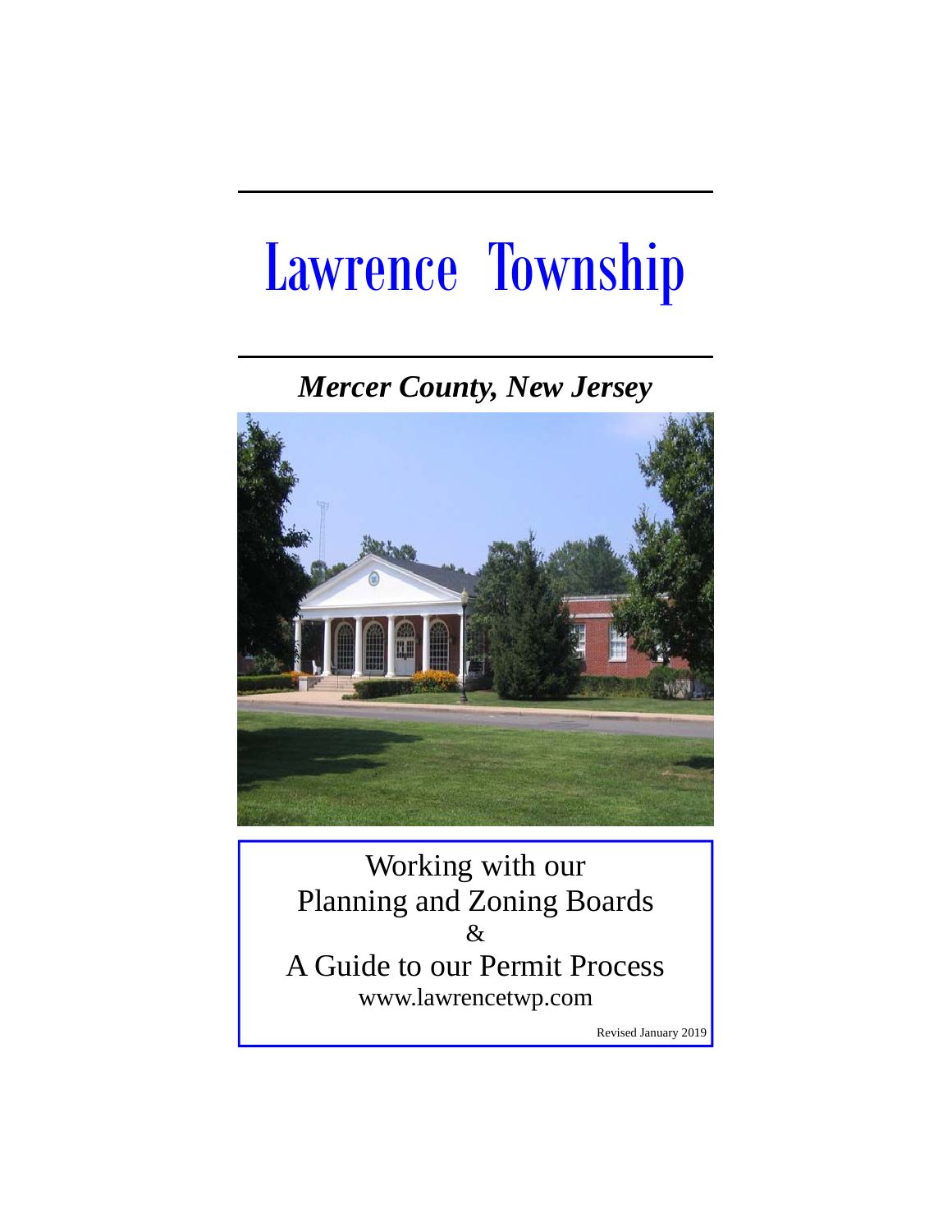# Lawrence Township

***Mercer County, New Jersey***

Working with our
Planning and Zoning Boards
&
A Guide to our Permit Process
www.lawrencetwp.com

Revised January 2019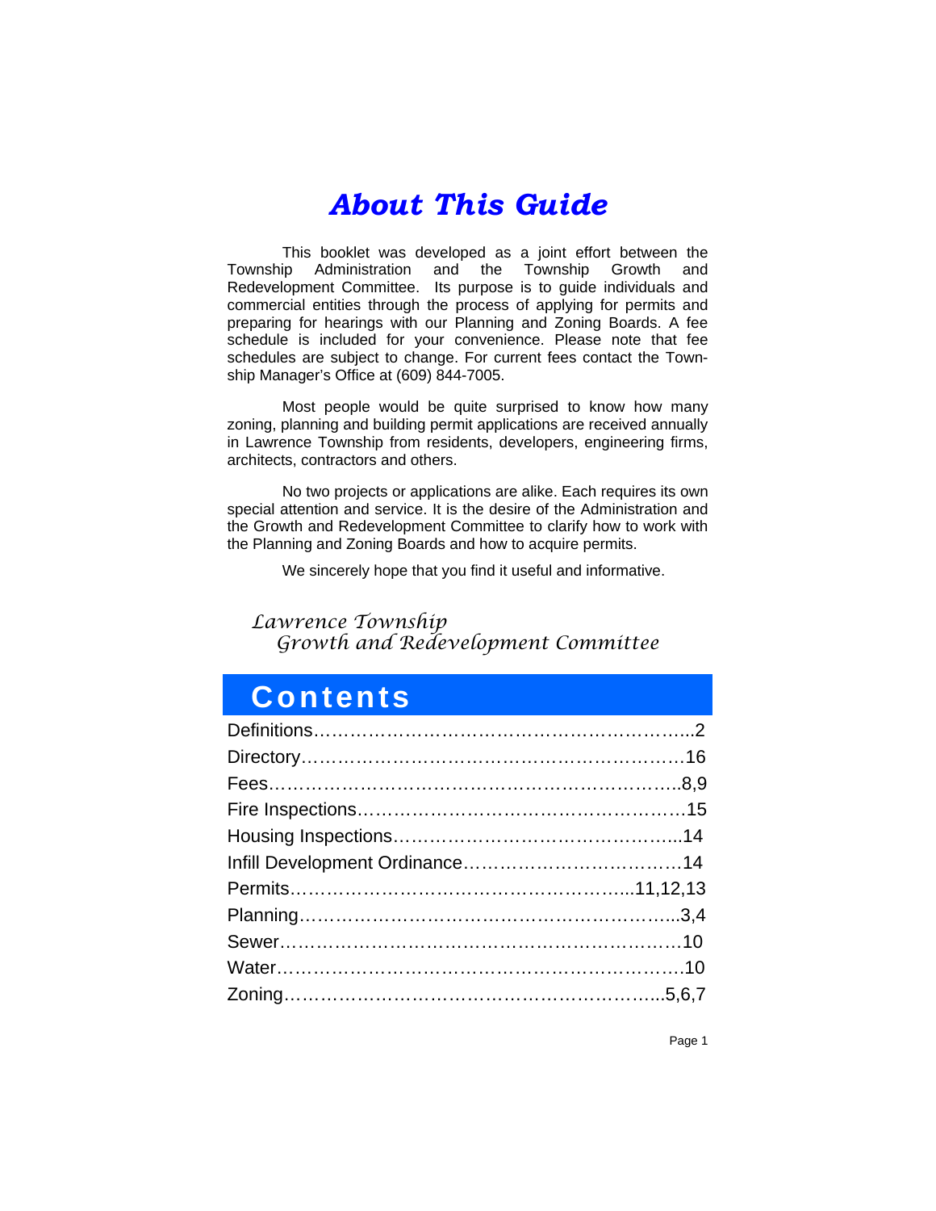# About This Guide

This booklet was developed as a joint effort between the Township Administration and the Township Growth and Redevelopment Committee. Its purpose is to guide individuals and commercial entities through the process of applying for permits and preparing for hearings with our Planning and Zoning Boards. A fee schedule is included for your convenience. Please note that fee schedules are subject to change. For current fees contact the Township Manager's Office at (609) 844-7005.

Most people would be quite surprised to know how many zoning, planning and building permit applications are received annually in Lawrence Township from residents, developers, engineering firms, architects, contractors and others.

No two projects or applications are alike. Each requires its own special attention and service. It is the desire of the Administration and the Growth and Redevelopment Committee to clarify how to work with the Planning and Zoning Boards and how to acquire permits.

We sincerely hope that you find it useful and informative.

*Lawrence Township*
*Growth and Redevelopment Committee*

## Contents

| Section | Page |
|---|---|
| Definitions | 2 |
| Directory | 16 |
| Fees | 8,9 |
| Fire Inspections | 15 |
| Housing Inspections | 14 |
| Infill Development Ordinance | 14 |
| Permits | 11,12,13 |
| Planning | 3,4 |
| Sewer | 10 |
| Water | 10 |
| Zoning | 5,6,7 |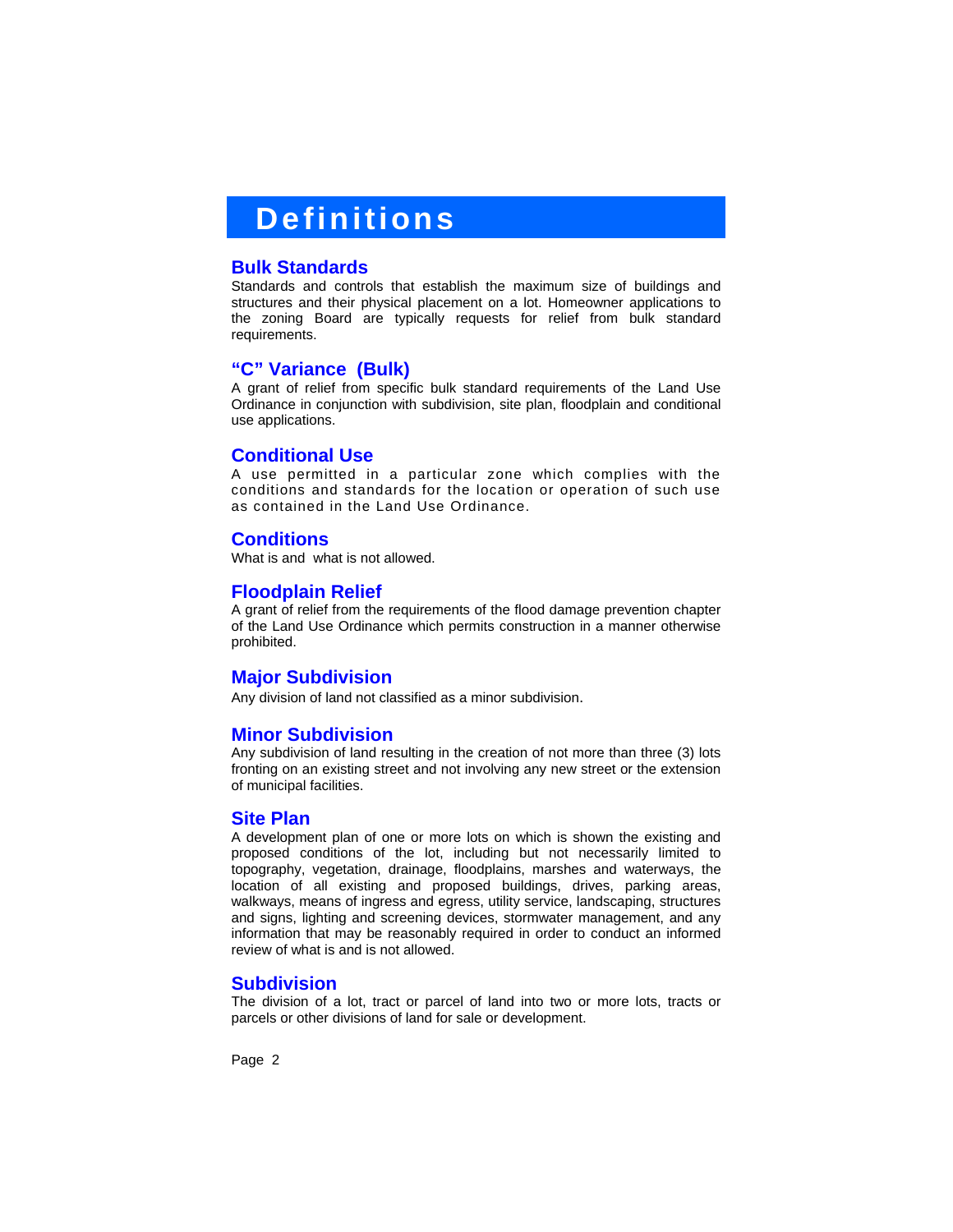# Definitions

## Bulk Standards

Standards and controls that establish the maximum size of buildings and structures and their physical placement on a lot. Homeowner applications to the zoning Board are typically requests for relief from bulk standard requirements.

## "C" Variance (Bulk)

A grant of relief from specific bulk standard requirements of the Land Use Ordinance in conjunction with subdivision, site plan, floodplain and conditional use applications.

## Conditional Use

A use permitted in a particular zone which complies with the conditions and standards for the location or operation of such use as contained in the Land Use Ordinance.

## Conditions

What is and what is not allowed.

## Floodplain Relief

A grant of relief from the requirements of the flood damage prevention chapter of the Land Use Ordinance which permits construction in a manner otherwise prohibited.

## Major Subdivision

Any division of land not classified as a minor subdivision.

## Minor Subdivision

Any subdivision of land resulting in the creation of not more than three (3) lots fronting on an existing street and not involving any new street or the extension of municipal facilities.

## Site Plan

A development plan of one or more lots on which is shown the existing and proposed conditions of the lot, including but not necessarily limited to topography, vegetation, drainage, floodplains, marshes and waterways, the location of all existing and proposed buildings, drives, parking areas, walkways, means of ingress and egress, utility service, landscaping, structures and signs, lighting and screening devices, stormwater management, and any information that may be reasonably required in order to conduct an informed review of what is and is not allowed.

## Subdivision

The division of a lot, tract or parcel of land into two or more lots, tracts or parcels or other divisions of land for sale or development.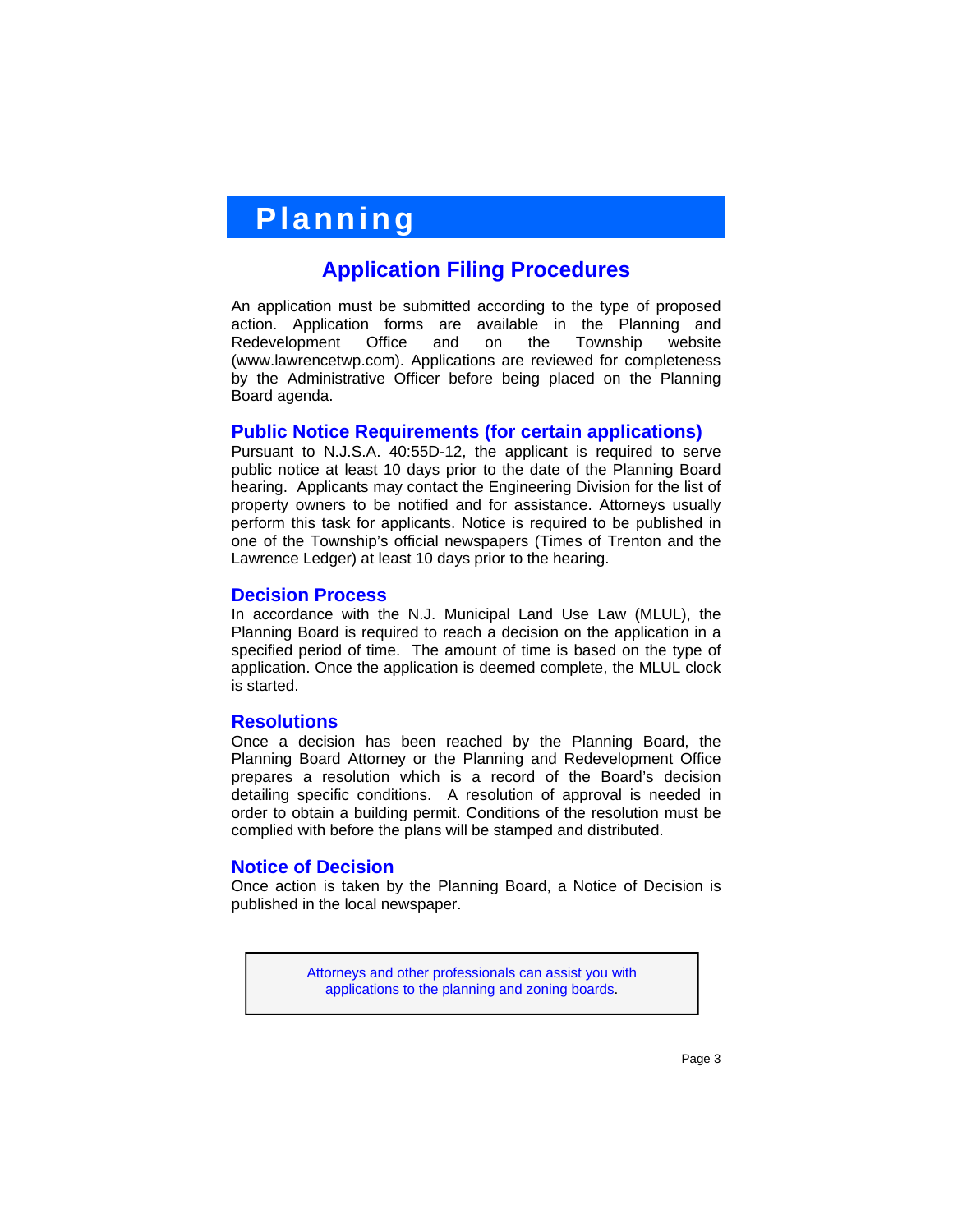# Planning

## Application Filing Procedures

An application must be submitted according to the type of proposed action. Application forms are available in the Planning and Redevelopment Office and on the Township website (www.lawrencetwp.com). Applications are reviewed for completeness by the Administrative Officer before being placed on the Planning Board agenda.

### Public Notice Requirements (for certain applications)

Pursuant to N.J.S.A. 40:55D-12, the applicant is required to serve public notice at least 10 days prior to the date of the Planning Board hearing. Applicants may contact the Engineering Division for the list of property owners to be notified and for assistance. Attorneys usually perform this task for applicants. Notice is required to be published in one of the Township's official newspapers (Times of Trenton and the Lawrence Ledger) at least 10 days prior to the hearing.

### Decision Process

In accordance with the N.J. Municipal Land Use Law (MLUL), the Planning Board is required to reach a decision on the application in a specified period of time. The amount of time is based on the type of application. Once the application is deemed complete, the MLUL clock is started.

### Resolutions

Once a decision has been reached by the Planning Board, the Planning Board Attorney or the Planning and Redevelopment Office prepares a resolution which is a record of the Board's decision detailing specific conditions. A resolution of approval is needed in order to obtain a building permit. Conditions of the resolution must be complied with before the plans will be stamped and distributed.

### Notice of Decision

Once action is taken by the Planning Board, a Notice of Decision is published in the local newspaper.

> Attorneys and other professionals can assist you with applications to the planning and zoning boards.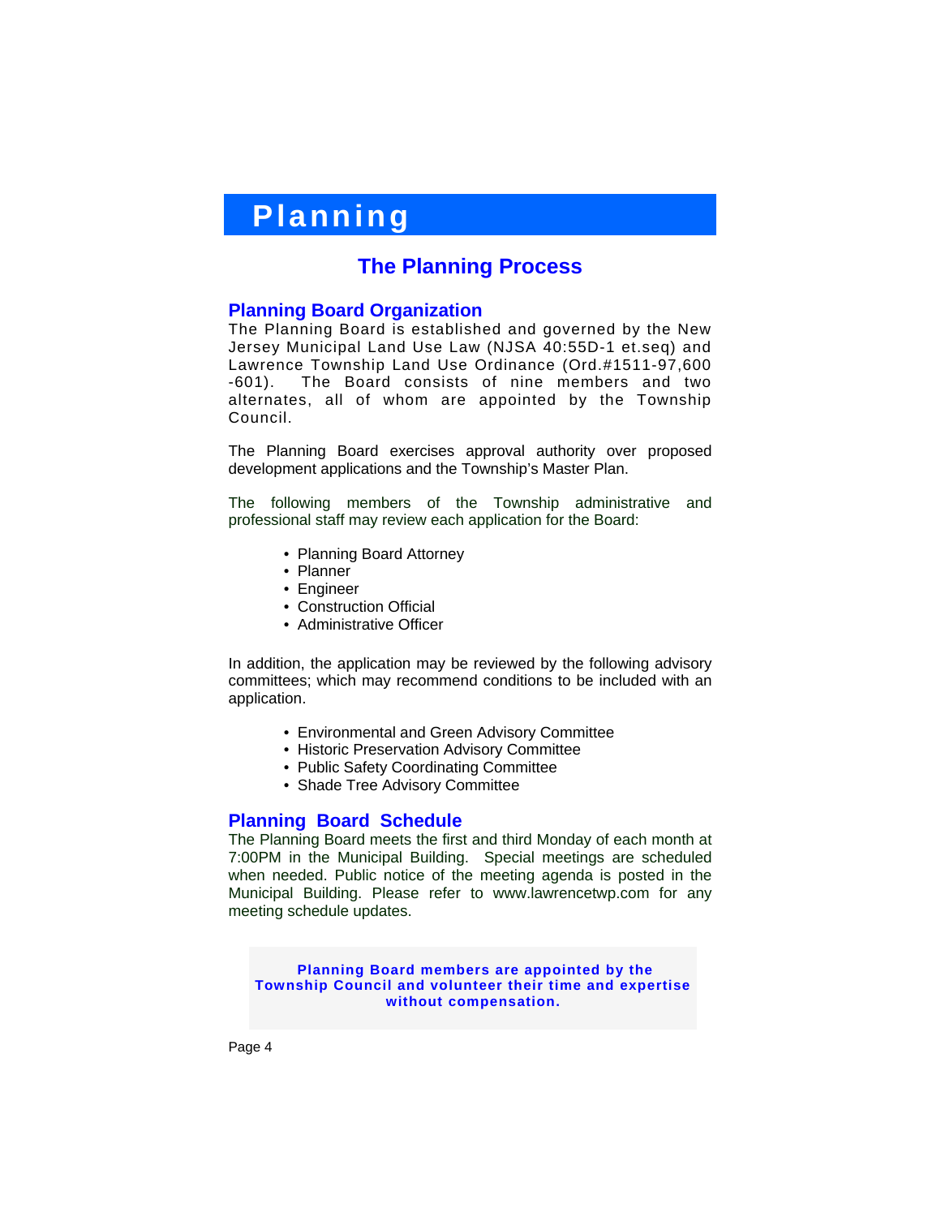# Planning

## The Planning Process

### Planning Board Organization

The Planning Board is established and governed by the New Jersey Municipal Land Use Law (NJSA 40:55D-1 et.seq) and Lawrence Township Land Use Ordinance (Ord.#1511-97,600-601). The Board consists of nine members and two alternates, all of whom are appointed by the Township Council.

The Planning Board exercises approval authority over proposed development applications and the Township's Master Plan.

The following members of the Township administrative and professional staff may review each application for the Board:

- Planning Board Attorney
- Planner
- Engineer
- Construction Official
- Administrative Officer

In addition, the application may be reviewed by the following advisory committees; which may recommend conditions to be included with an application.

- Environmental and Green Advisory Committee
- Historic Preservation Advisory Committee
- Public Safety Coordinating Committee
- Shade Tree Advisory Committee

### Planning Board Schedule

The Planning Board meets the first and third Monday of each month at 7:00PM in the Municipal Building. Special meetings are scheduled when needed. Public notice of the meeting agenda is posted in the Municipal Building. Please refer to www.lawrencetwp.com for any meeting schedule updates.

**Planning Board members are appointed by the Township Council and volunteer their time and expertise without compensation.**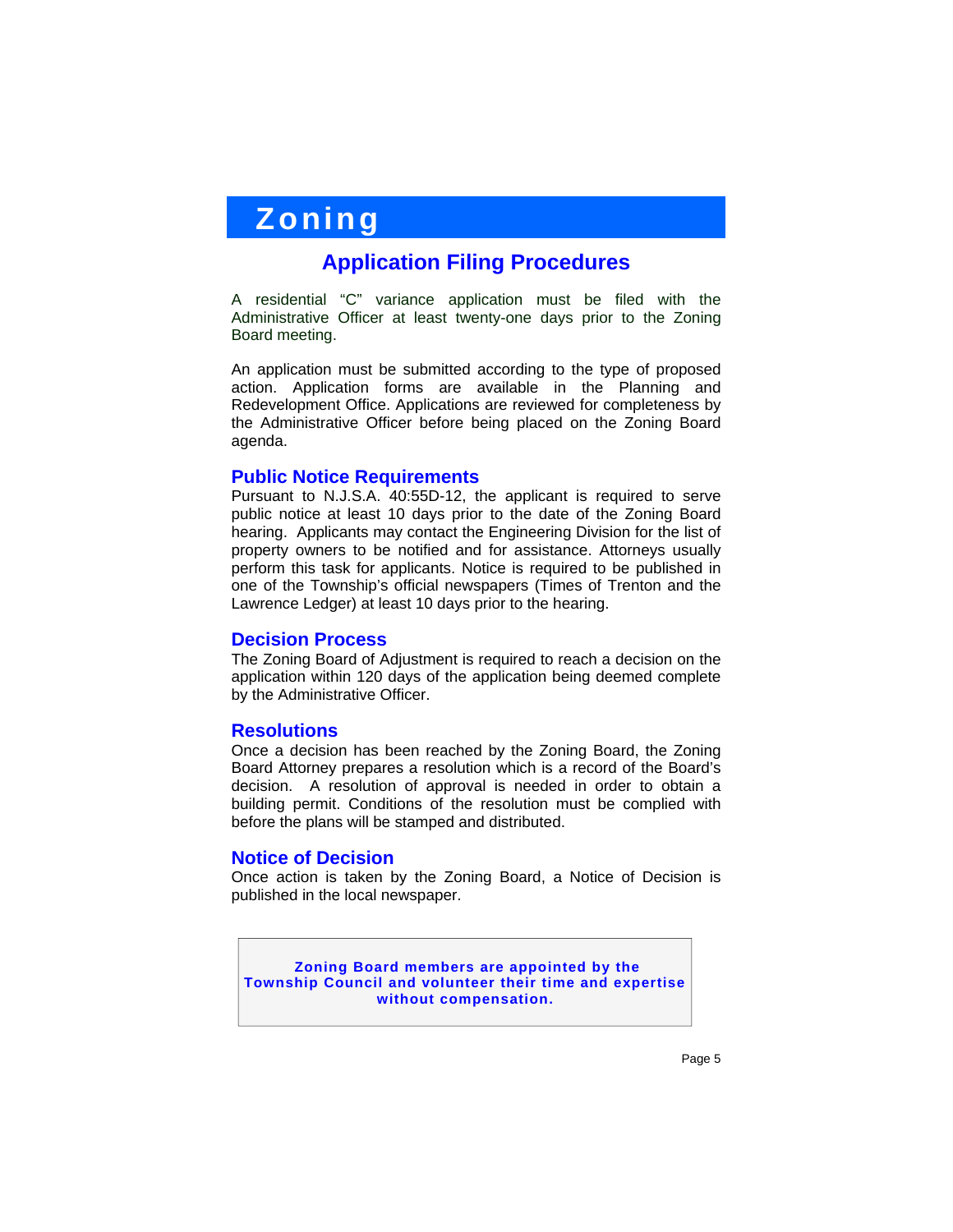# Zoning

## Application Filing Procedures

A residential "C" variance application must be filed with the Administrative Officer at least twenty-one days prior to the Zoning Board meeting.

An application must be submitted according to the type of proposed action. Application forms are available in the Planning and Redevelopment Office. Applications are reviewed for completeness by the Administrative Officer before being placed on the Zoning Board agenda.

### Public Notice Requirements

Pursuant to N.J.S.A. 40:55D-12, the applicant is required to serve public notice at least 10 days prior to the date of the Zoning Board hearing. Applicants may contact the Engineering Division for the list of property owners to be notified and for assistance. Attorneys usually perform this task for applicants. Notice is required to be published in one of the Township's official newspapers (Times of Trenton and the Lawrence Ledger) at least 10 days prior to the hearing.

### Decision Process

The Zoning Board of Adjustment is required to reach a decision on the application within 120 days of the application being deemed complete by the Administrative Officer.

### Resolutions

Once a decision has been reached by the Zoning Board, the Zoning Board Attorney prepares a resolution which is a record of the Board's decision. A resolution of approval is needed in order to obtain a building permit. Conditions of the resolution must be complied with before the plans will be stamped and distributed.

### Notice of Decision

Once action is taken by the Zoning Board, a Notice of Decision is published in the local newspaper.

**Zoning Board members are appointed by the Township Council and volunteer their time and expertise without compensation.**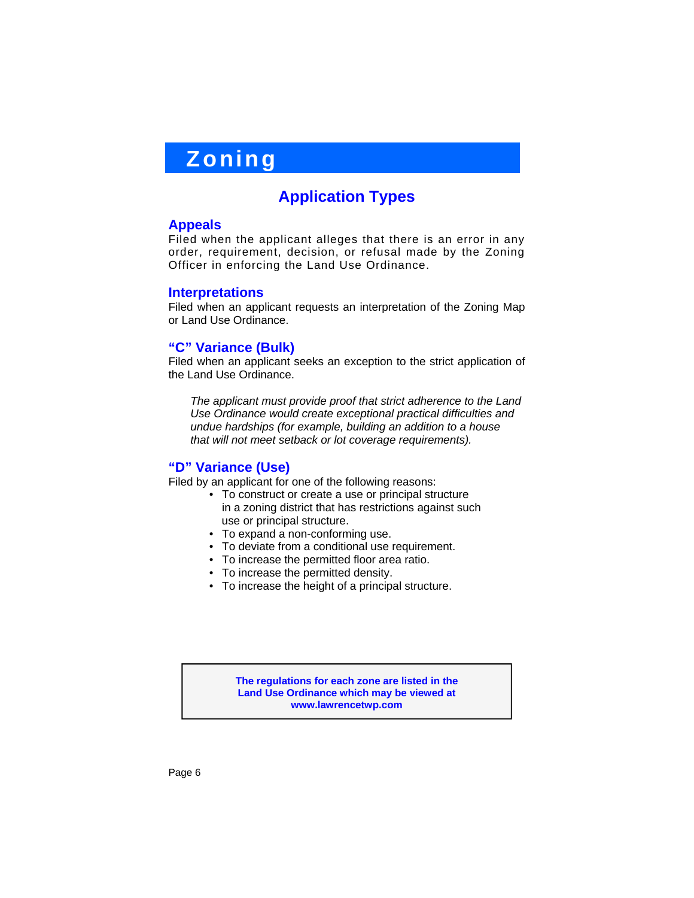# Zoning

## Application Types

### Appeals

Filed when the applicant alleges that there is an error in any order, requirement, decision, or refusal made by the Zoning Officer in enforcing the Land Use Ordinance.

### Interpretations

Filed when an applicant requests an interpretation of the Zoning Map or Land Use Ordinance.

### "C" Variance (Bulk)

Filed when an applicant seeks an exception to the strict application of the Land Use Ordinance.

> *The applicant must provide proof that strict adherence to the Land Use Ordinance would create exceptional practical difficulties and undue hardships (for example, building an addition to a house that will not meet setback or lot coverage requirements).*

### "D" Variance (Use)

Filed by an applicant for one of the following reasons:

- To construct or create a use or principal structure in a zoning district that has restrictions against such use or principal structure.
- To expand a non-conforming use.
- To deviate from a conditional use requirement.
- To increase the permitted floor area ratio.
- To increase the permitted density.
- To increase the height of a principal structure.

**The regulations for each zone are listed in the Land Use Ordinance which may be viewed at www.lawrencetwp.com**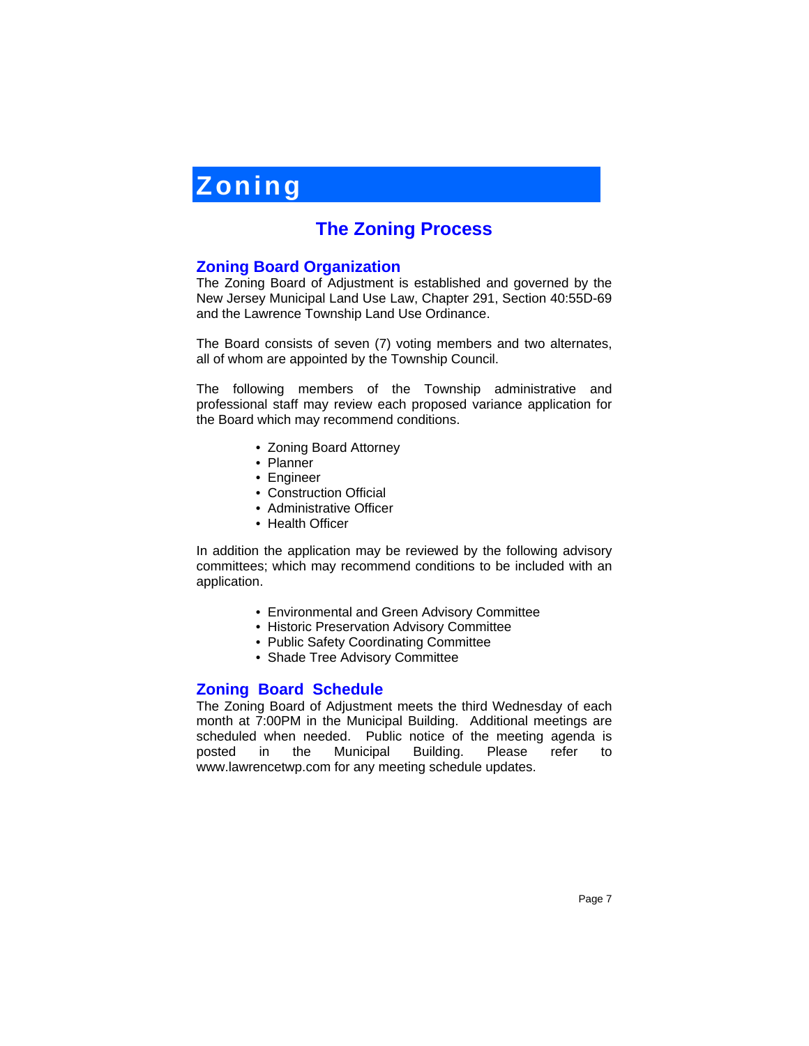# Zoning

## The Zoning Process

### Zoning Board Organization

The Zoning Board of Adjustment is established and governed by the New Jersey Municipal Land Use Law, Chapter 291, Section 40:55D-69 and the Lawrence Township Land Use Ordinance.

The Board consists of seven (7) voting members and two alternates, all of whom are appointed by the Township Council.

The following members of the Township administrative and professional staff may review each proposed variance application for the Board which may recommend conditions.

- Zoning Board Attorney
- Planner
- Engineer
- Construction Official
- Administrative Officer
- Health Officer

In addition the application may be reviewed by the following advisory committees; which may recommend conditions to be included with an application.

- Environmental and Green Advisory Committee
- Historic Preservation Advisory Committee
- Public Safety Coordinating Committee
- Shade Tree Advisory Committee

### Zoning Board Schedule

The Zoning Board of Adjustment meets the third Wednesday of each month at 7:00PM in the Municipal Building. Additional meetings are scheduled when needed. Public notice of the meeting agenda is posted in the Municipal Building. Please refer to www.lawrencetwp.com for any meeting schedule updates.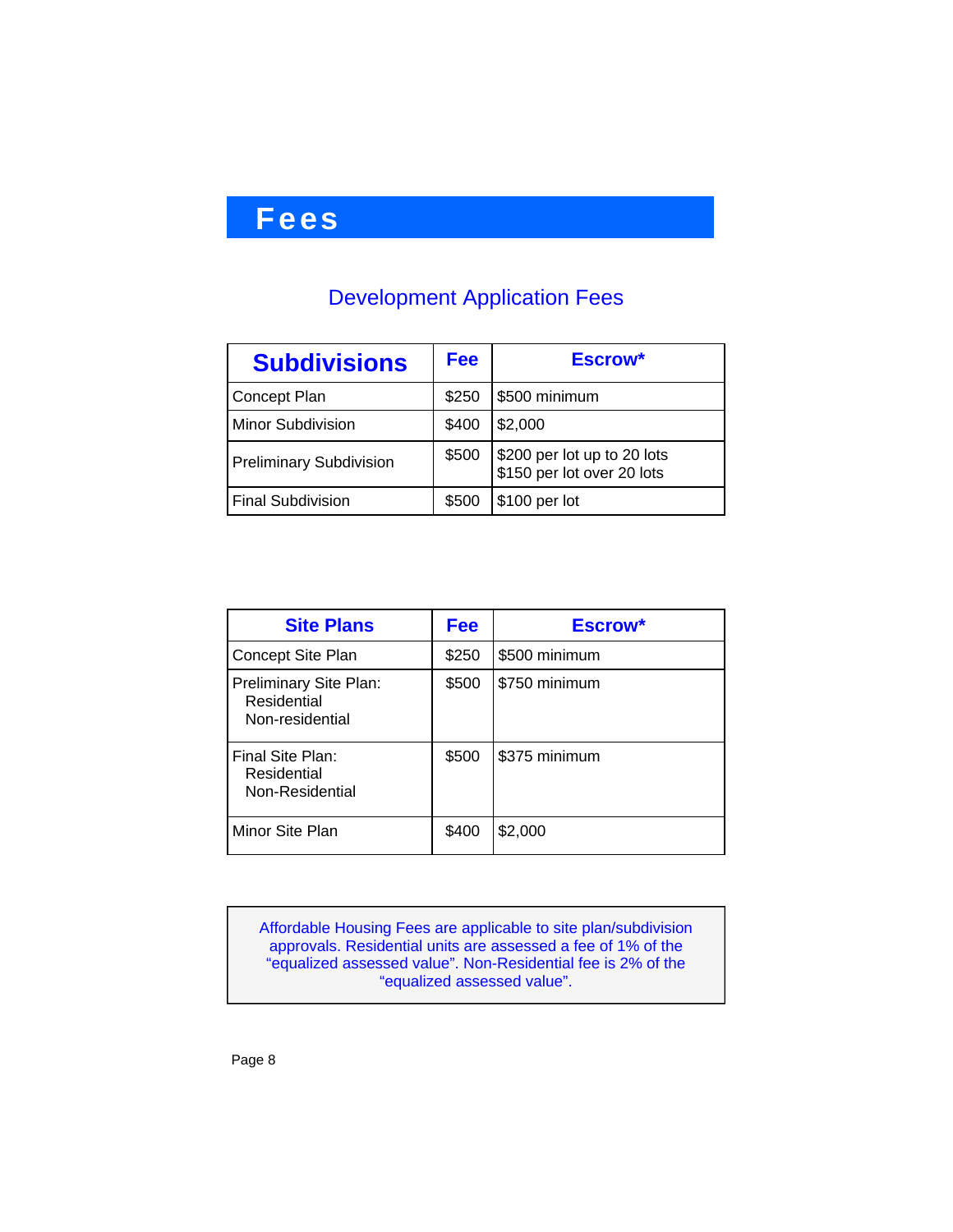# Fees

## Development Application Fees

| Subdivisions | Fee | Escrow* |
|---|---|---|
| Concept Plan | $250 | $500 minimum |
| Minor Subdivision | $400 | $2,000 |
| Preliminary Subdivision | $500 | $200 per lot up to 20 lots<br>$150 per lot over 20 lots |
| Final Subdivision | $500 | $100 per lot |

| Site Plans | Fee | Escrow* |
|---|---|---|
| Concept Site Plan | $250 | $500 minimum |
| Preliminary Site Plan:<br>Residential<br>Non-residential | $500 | $750 minimum |
| Final Site Plan:<br>Residential<br>Non-Residential | $500 | $375 minimum |
| Minor Site Plan | $400 | $2,000 |

Affordable Housing Fees are applicable to site plan/subdivision approvals. Residential units are assessed a fee of 1% of the "equalized assessed value". Non-Residential fee is 2% of the "equalized assessed value".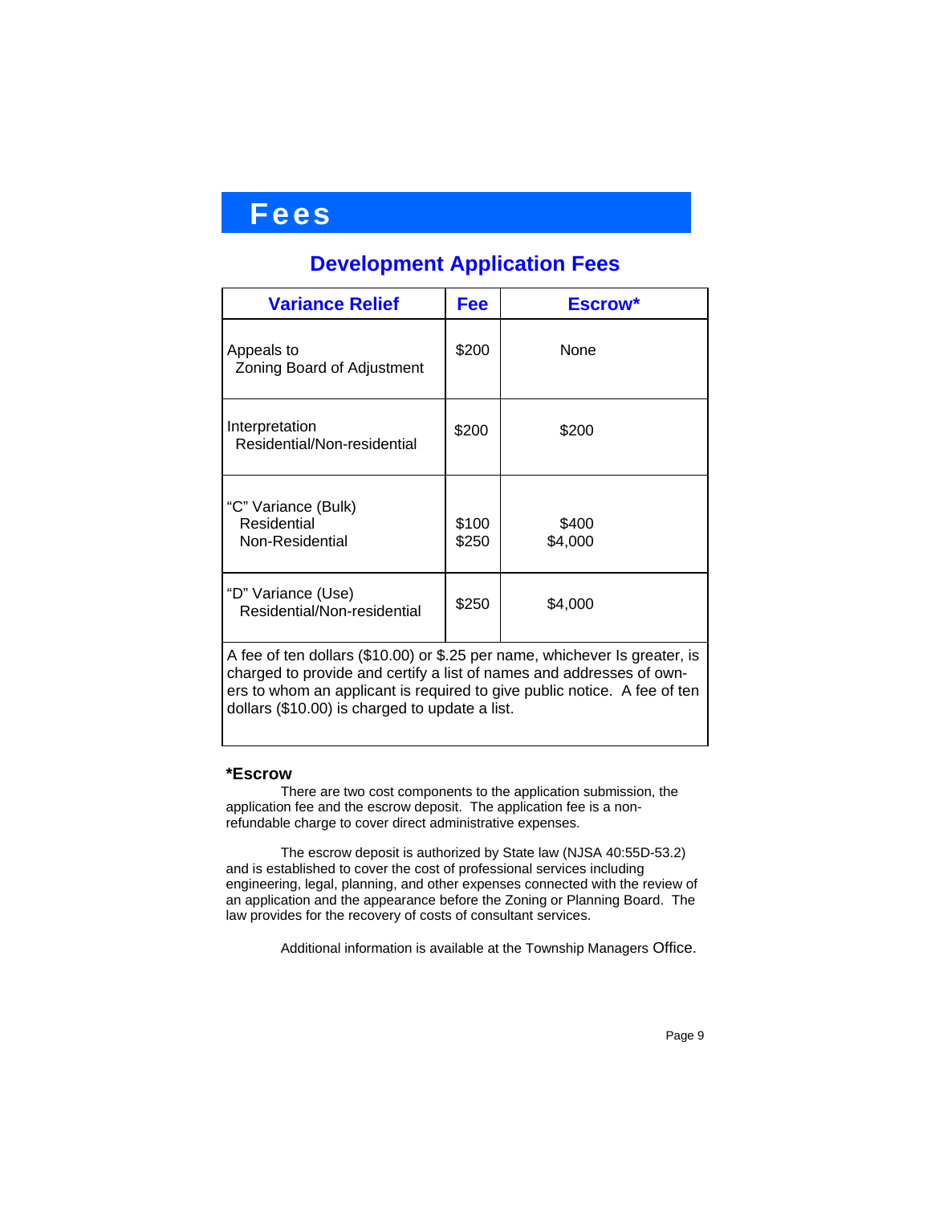# Fees

## Development Application Fees

| Variance Relief | Fee | Escrow* |
|---|---|---|
| Appeals to Zoning Board of Adjustment | $200 | None |
| Interpretation Residential/Non-residential | $200 | $200 |
| "C" Variance (Bulk) | | |
| Residential | $100 | $400 |
| Non-Residential | $250 | $4,000 |
| "D" Variance (Use) Residential/Non-residential | $250 | $4,000 |

A fee of ten dollars ($10.00) or $.25 per name, whichever Is greater, is charged to provide and certify a list of names and addresses of owners to whom an applicant is required to give public notice. A fee of ten dollars ($10.00) is charged to update a list.

**\*Escrow**

There are two cost components to the application submission, the application fee and the escrow deposit. The application fee is a non-refundable charge to cover direct administrative expenses.

The escrow deposit is authorized by State law (NJSA 40:55D-53.2) and is established to cover the cost of professional services including engineering, legal, planning, and other expenses connected with the review of an application and the appearance before the Zoning or Planning Board. The law provides for the recovery of costs of consultant services.

Additional information is available at the Township Managers Office.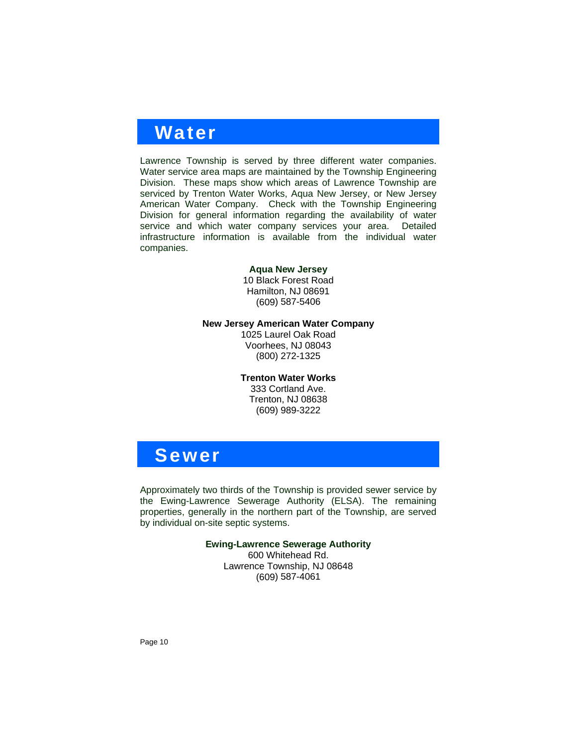## Water

Lawrence Township is served by three different water companies. Water service area maps are maintained by the Township Engineering Division. These maps show which areas of Lawrence Township are serviced by Trenton Water Works, Aqua New Jersey, or New Jersey American Water Company. Check with the Township Engineering Division for general information regarding the availability of water service and which water company services your area. Detailed infrastructure information is available from the individual water companies.

**Aqua New Jersey**
10 Black Forest Road
Hamilton, NJ 08691
(609) 587-5406

**New Jersey American Water Company**
1025 Laurel Oak Road
Voorhees, NJ 08043
(800) 272-1325

**Trenton Water Works**
333 Cortland Ave.
Trenton, NJ 08638
(609) 989-3222

## Sewer

Approximately two thirds of the Township is provided sewer service by the Ewing-Lawrence Sewerage Authority (ELSA). The remaining properties, generally in the northern part of the Township, are served by individual on-site septic systems.

**Ewing-Lawrence Sewerage Authority**
600 Whitehead Rd.
Lawrence Township, NJ 08648
(609) 587-4061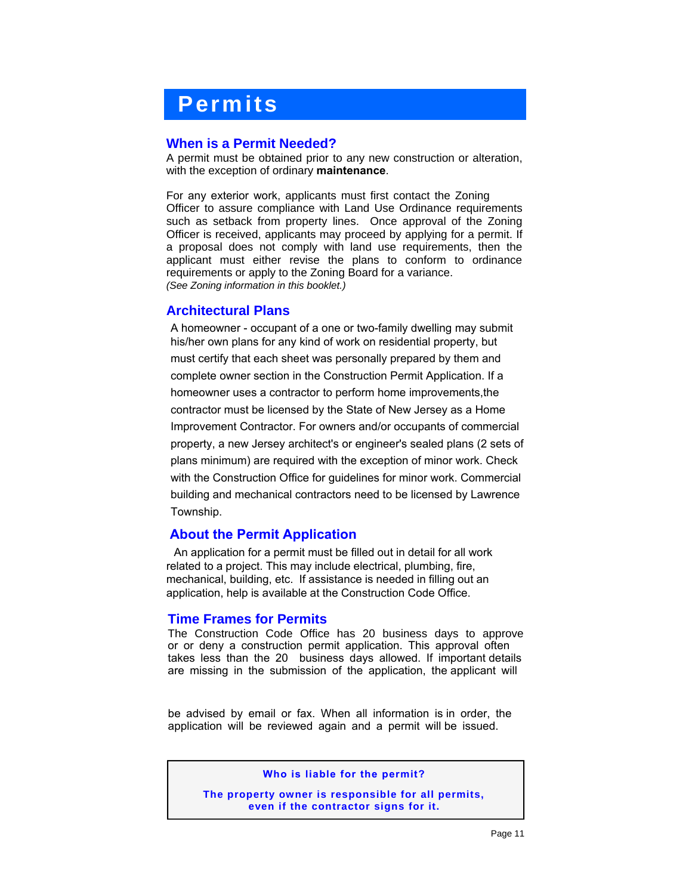# Permits

## When is a Permit Needed?

A permit must be obtained prior to any new construction or alteration, with the exception of ordinary **maintenance**.

For any exterior work, applicants must first contact the Zoning Officer to assure compliance with Land Use Ordinance requirements such as setback from property lines. Once approval of the Zoning Officer is received, applicants may proceed by applying for a permit. If a proposal does not comply with land use requirements, then the applicant must either revise the plans to conform to ordinance requirements or apply to the Zoning Board for a variance.
*(See Zoning information in this booklet.)*

## Architectural Plans

A homeowner - occupant of a one or two-family dwelling may submit his/her own plans for any kind of work on residential property, but must certify that each sheet was personally prepared by them and complete owner section in the Construction Permit Application. If a homeowner uses a contractor to perform home improvements,the contractor must be licensed by the State of New Jersey as a Home Improvement Contractor. For owners and/or occupants of commercial property, a new Jersey architect's or engineer's sealed plans (2 sets of plans minimum) are required with the exception of minor work. Check with the Construction Office for guidelines for minor work. Commercial building and mechanical contractors need to be licensed by Lawrence Township.

## About the Permit Application

An application for a permit must be filled out in detail for all work related to a project. This may include electrical, plumbing, fire, mechanical, building, etc. If assistance is needed in filling out an application, help is available at the Construction Code Office.

## Time Frames for Permits

The Construction Code Office has 20 business days to approve or or deny a construction permit application. This approval often takes less than the 20 business days allowed. If important details are missing in the submission of the application, the applicant will be advised by email or fax. When all information is in order, the application will be reviewed again and a permit will be issued.

> **Who is liable for the permit?**
>
> **The property owner is responsible for all permits, even if the contractor signs for it.**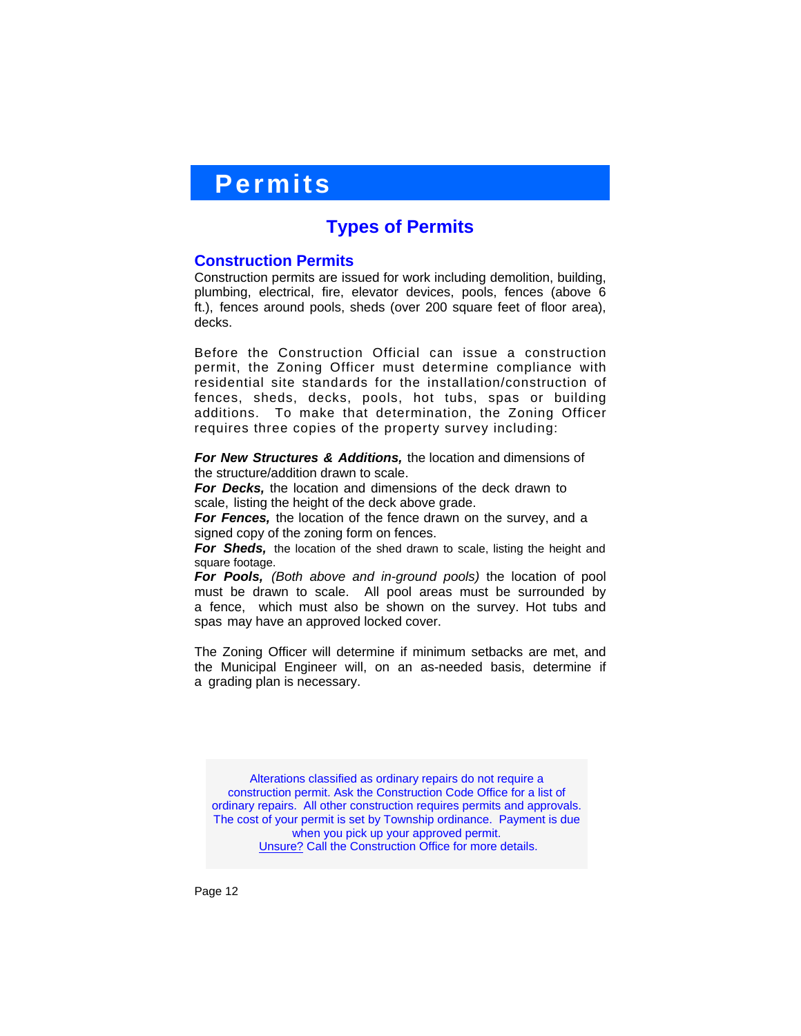# Permits

## Types of Permits

### Construction Permits

Construction permits are issued for work including demolition, building, plumbing, electrical, fire, elevator devices, pools, fences (above 6 ft.), fences around pools, sheds (over 200 square feet of floor area), decks.

Before the Construction Official can issue a construction permit, the Zoning Officer must determine compliance with residential site standards for the installation/construction of fences, sheds, decks, pools, hot tubs, spas or building additions. To make that determination, the Zoning Officer requires three copies of the property survey including:

***For New Structures & Additions,*** the location and dimensions of the structure/addition drawn to scale.
***For Decks,*** the location and dimensions of the deck drawn to scale, listing the height of the deck above grade.
***For Fences,*** the location of the fence drawn on the survey, and a signed copy of the zoning form on fences.
***For Sheds,*** the location of the shed drawn to scale, listing the height and square footage.
***For Pools,*** *(Both above and in-ground pools)* the location of pool must be drawn to scale. All pool areas must be surrounded by a fence, which must also be shown on the survey. Hot tubs and spas may have an approved locked cover.

The Zoning Officer will determine if minimum setbacks are met, and the Municipal Engineer will, on an as-needed basis, determine if a grading plan is necessary.

Alterations classified as ordinary repairs do not require a construction permit. Ask the Construction Code Office for a list of ordinary repairs. All other construction requires permits and approvals. The cost of your permit is set by Township ordinance. Payment is due when you pick up your approved permit.
Unsure? Call the Construction Office for more details.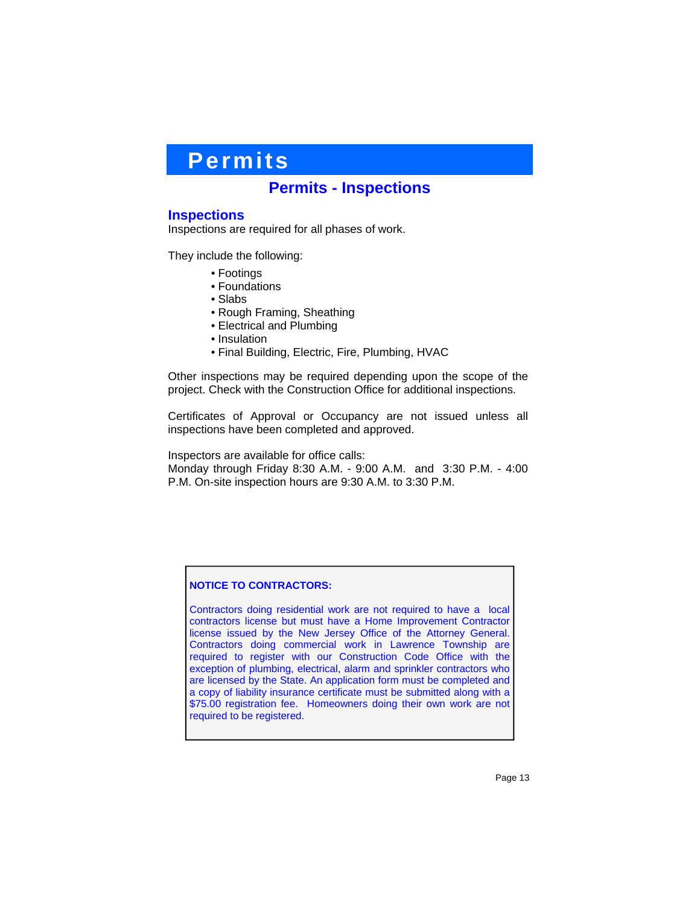# Permits

## Permits - Inspections

### Inspections

Inspections are required for all phases of work.

They include the following:

- Footings
- Foundations
- Slabs
- Rough Framing, Sheathing
- Electrical and Plumbing
- Insulation
- Final Building, Electric, Fire, Plumbing, HVAC

Other inspections may be required depending upon the scope of the project. Check with the Construction Office for additional inspections.

Certificates of Approval or Occupancy are not issued unless all inspections have been completed and approved.

Inspectors are available for office calls:
Monday through Friday 8:30 A.M. - 9:00 A.M. and 3:30 P.M. - 4:00 P.M. On-site inspection hours are 9:30 A.M. to 3:30 P.M.

**NOTICE TO CONTRACTORS:**

Contractors doing residential work are not required to have a local contractors license but must have a Home Improvement Contractor license issued by the New Jersey Office of the Attorney General. Contractors doing commercial work in Lawrence Township are required to register with our Construction Code Office with the exception of plumbing, electrical, alarm and sprinkler contractors who are licensed by the State. An application form must be completed and a copy of liability insurance certificate must be submitted along with a $75.00 registration fee. Homeowners doing their own work are not required to be registered.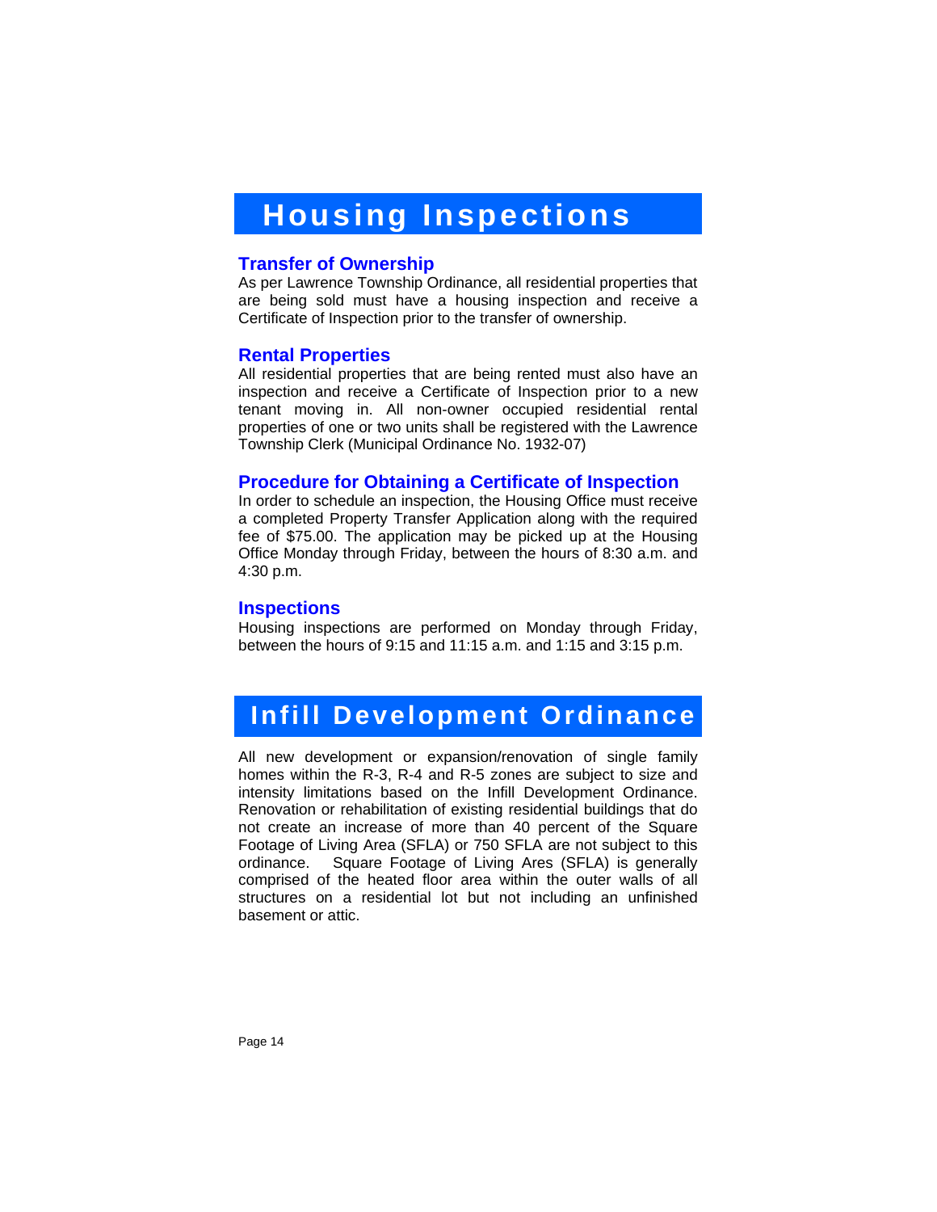# Housing Inspections

## Transfer of Ownership

As per Lawrence Township Ordinance, all residential properties that are being sold must have a housing inspection and receive a Certificate of Inspection prior to the transfer of ownership.

## Rental Properties

All residential properties that are being rented must also have an inspection and receive a Certificate of Inspection prior to a new tenant moving in. All non-owner occupied residential rental properties of one or two units shall be registered with the Lawrence Township Clerk (Municipal Ordinance No. 1932-07)

## Procedure for Obtaining a Certificate of Inspection

In order to schedule an inspection, the Housing Office must receive a completed Property Transfer Application along with the required fee of $75.00. The application may be picked up at the Housing Office Monday through Friday, between the hours of 8:30 a.m. and 4:30 p.m.

## Inspections

Housing inspections are performed on Monday through Friday, between the hours of 9:15 and 11:15 a.m. and 1:15 and 3:15 p.m.

# Infill Development Ordinance

All new development or expansion/renovation of single family homes within the R-3, R-4 and R-5 zones are subject to size and intensity limitations based on the Infill Development Ordinance. Renovation or rehabilitation of existing residential buildings that do not create an increase of more than 40 percent of the Square Footage of Living Area (SFLA) or 750 SFLA are not subject to this ordinance. Square Footage of Living Ares (SFLA) is generally comprised of the heated floor area within the outer walls of all structures on a residential lot but not including an unfinished basement or attic.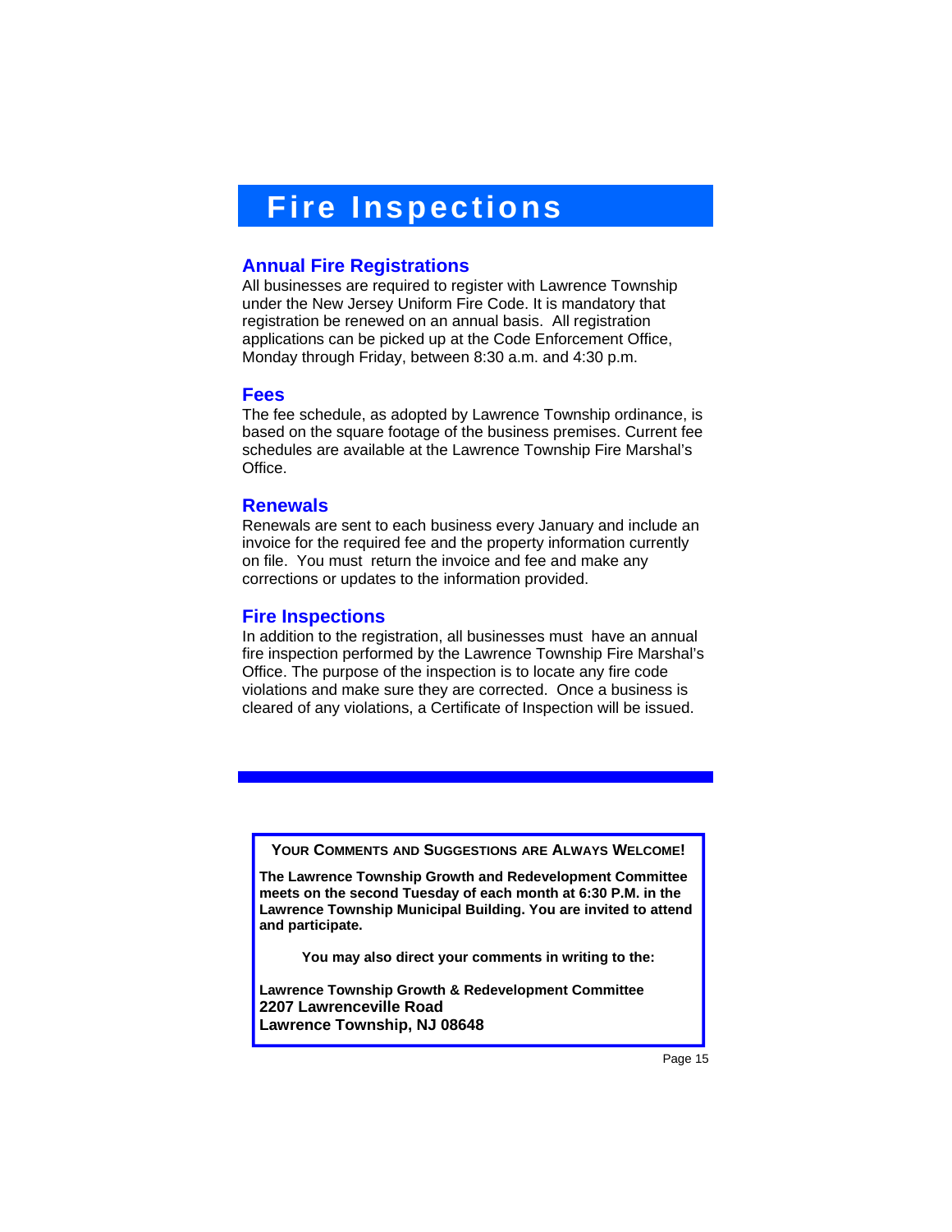# Fire Inspections

## Annual Fire Registrations

All businesses are required to register with Lawrence Township under the New Jersey Uniform Fire Code. It is mandatory that registration be renewed on an annual basis. All registration applications can be picked up at the Code Enforcement Office, Monday through Friday, between 8:30 a.m. and 4:30 p.m.

## Fees

The fee schedule, as adopted by Lawrence Township ordinance, is based on the square footage of the business premises. Current fee schedules are available at the Lawrence Township Fire Marshal's Office.

## Renewals

Renewals are sent to each business every January and include an invoice for the required fee and the property information currently on file. You must return the invoice and fee and make any corrections or updates to the information provided.

## Fire Inspections

In addition to the registration, all businesses must have an annual fire inspection performed by the Lawrence Township Fire Marshal's Office. The purpose of the inspection is to locate any fire code violations and make sure they are corrected. Once a business is cleared of any violations, a Certificate of Inspection will be issued.

---

**YOUR COMMENTS AND SUGGESTIONS ARE ALWAYS WELCOME!**

**The Lawrence Township Growth and Redevelopment Committee meets on the second Tuesday of each month at 6:30 P.M. in the Lawrence Township Municipal Building. You are invited to attend and participate.**

**You may also direct your comments in writing to the:**

**Lawrence Township Growth & Redevelopment Committee**
**2207 Lawrenceville Road**
**Lawrence Township, NJ 08648**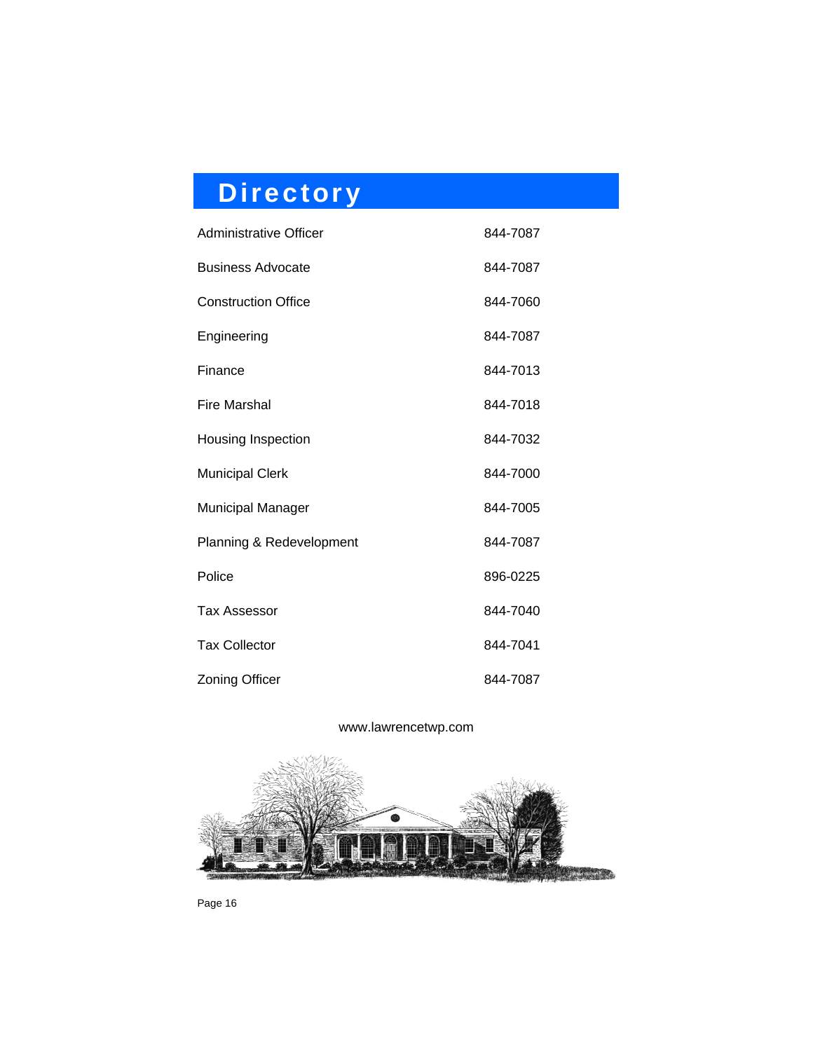# Directory

| | |
|---|---|
| Administrative Officer | 844-7087 |
| Business Advocate | 844-7087 |
| Construction Office | 844-7060 |
| Engineering | 844-7087 |
| Finance | 844-7013 |
| Fire Marshal | 844-7018 |
| Housing Inspection | 844-7032 |
| Municipal Clerk | 844-7000 |
| Municipal Manager | 844-7005 |
| Planning & Redevelopment | 844-7087 |
| Police | 896-0225 |
| Tax Assessor | 844-7040 |
| Tax Collector | 844-7041 |
| Zoning Officer | 844-7087 |

www.lawrencetwp.com